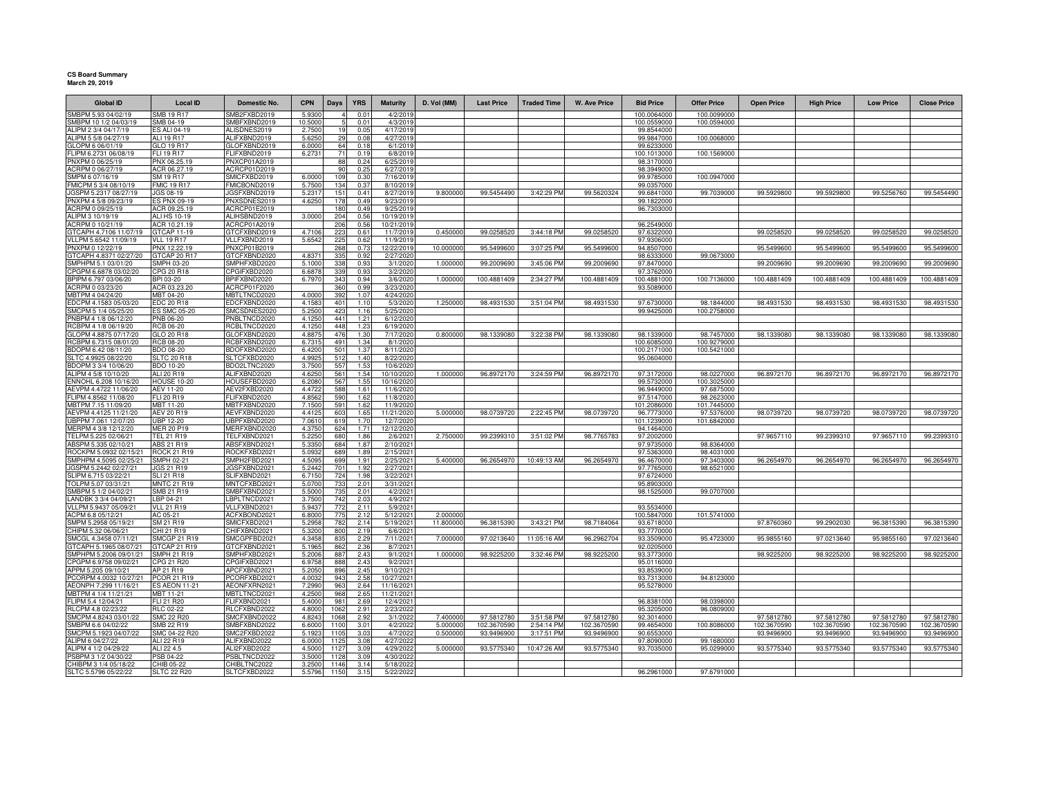**CS Board Summary**
**March 29, 2019**

| Global ID | Local ID | Domestic No. | CPN | Days | YRS | Maturity | D. Vol (MM) | Last Price | Traded Time | W. Ave Price | Bid Price | Offer Price | Open Price | High Price | Low Price | Close Price |
|---|---|---|---|---|---|---|---|---|---|---|---|---|---|---|---|---|
| SMBPM 5.93 04/02/19 | SMB 19 R17 | SMB2FXBD2019 | 5.9300 | 4 | 0.01 | 4/2/2019 | | | | | 100.0064000 | 100.0099000 | | | | |
| SMBPM 10 1/2 04/03/19 | SMB 04-19 | SMBFXBND2019 | 10.5000 | 5 | 0.01 | 4/3/2019 | | | | | 100.0559000 | 100.0594000 | | | | |
| ALIPM 2 3/4 04/17/19 | ES ALI 04-19 | ALISDNES2019 | 2.7500 | 19 | 0.05 | 4/17/2019 | | | | | 99.8544000 | | | | | |
| ALIPM 5 5/8 04/27/19 | ALI 19 R17 | ALIFXBND2019 | 5.6250 | 29 | 0.08 | 4/27/2019 | | | | | 99.9847000 | 100.0068000 | | | | |
| GLOPM 6 06/01/19 | GLO 19 R17 | GLOFXBND2019 | 6.0000 | 64 | 0.18 | 6/1/2019 | | | | | 99.6233000 | | | | | |
| FLIPM 6.2731 06/08/19 | FLI 19 R17 | FLIFXBND2019 | 6.2731 | 71 | 0.19 | 6/8/2019 | | | | | 100.1013000 | 100.1569000 | | | | |
| PNXPM 0 06/25/19 | PNX 06.25.19 | PNXCP01A2019 | | 88 | 0.24 | 6/25/2019 | | | | | 98.3170000 | | | | | |
| ACRPM 0 06/27/19 | ACR 06.27.19 | ACRCP01D2019 | | 90 | 0.25 | 6/27/2019 | | | | | 98.3949000 | | | | | |
| SMPM 6 07/16/19 | SM 19 R17 | SMICFXBD2019 | 6.0000 | 109 | 0.30 | 7/16/2019 | | | | | 99.9785000 | 100.0947000 | | | | |
| FMICPM 5 3/4 08/10/19 | FMIC 19 R17 | FMICBOND2019 | 5.7500 | 134 | 0.37 | 8/10/2019 | | | | | 99.0357000 | | | | | |
| JGSPM 5.2317 08/27/19 | JGS 08-19 | JGSFXBND2019 | 5.2317 | 151 | 0.41 | 8/27/2019 | 9.800000 | 99.5454490 | 3:42:29 PM | 99.5620324 | 99.6841000 | 99.7039000 | 99.5929800 | 99.5929800 | 99.5256760 | 99.5454490 |
| PNXPM 4 5/8 09/23/19 | ES PNX 09-19 | PNXSDNES2019 | 4.6250 | 178 | 0.49 | 9/23/2019 | | | | | 99.1822000 | | | | | |
| ACRPM 0 09/25/19 | ACR 09.25.19 | ACRCP01E2019 | | 180 | 0.49 | 9/25/2019 | | | | | 96.7303000 | | | | | |
| ALIPM 3 10/19/19 | ALI HS 10-19 | ALIHSBND2019 | 3.0000 | 204 | 0.56 | 10/19/2019 | | | | | | | | | | |
| ACRPM 0 10/21/19 | ACR 10.21.19 | ACRCP01A2019 | | 206 | 0.56 | 10/21/2019 | | | | | 96.2549000 | | | | | |
| GTCAPH 4.7106 11/07/19 | GTCAP 11-19 | GTCFXBND2019 | 4.7106 | 223 | 0.61 | 11/7/2019 | 0.450000 | 99.0258520 | 3:44:18 PM | 99.0258520 | 97.6322000 | | 99.0258520 | 99.0258520 | 99.0258520 | 99.0258520 |
| VLLPM 5.6542 11/09/19 | VLL 19 R17 | VLLFXBND2019 | 5.6542 | 225 | 0.62 | 11/9/2019 | | | | | 97.9306000 | | | | | |
| PNXPM 0 12/22/19 | PNX 12.22.19 | PNXCP01B2019 | | 268 | 0.73 | 12/22/2019 | 10.000000 | 95.5499600 | 3:07:25 PM | 95.5499600 | 94.8507000 | | 95.5499600 | 95.5499600 | 95.5499600 | 95.5499600 |
| GTCAPH 4.8371 02/27/20 | GTCAP 20 R17 | GTCFXBND2020 | 4.8371 | 335 | 0.92 | 2/27/2020 | | | | | 98.6333000 | 99.0673000 | | | | |
| SMPHPM 5.1 03/01/20 | SMPH 03-20 | SMPHFXBD2020 | 5.1000 | 338 | 0.93 | 3/1/2020 | 1.000000 | 99.2009690 | 3:45:06 PM | 99.2009690 | 97.8470000 | | 99.2009690 | 99.2009690 | 99.2009690 | 99.2009690 |
| CPGPM 6.6878 03/02/20 | CPG 20 R18 | CPGIFXBD2020 | 6.6878 | 339 | 0.93 | 3/2/2020 | | | | | 97.3762000 | | | | | |
| BPIPM 6.797 03/06/20 | BPI 03-20 | BPIFXBND2020 | 6.7970 | 343 | 0.94 | 3/6/2020 | 1.000000 | 100.4881409 | 2:34:27 PM | 100.4881409 | 100.4883000 | 100.7136000 | 100.4881409 | 100.4881409 | 100.4881409 | 100.4881409 |
| ACRPM 0 03/23/20 | ACR 03.23.20 | ACRCP01F2020 | | 360 | 0.99 | 3/23/2020 | | | | | 93.5089000 | | | | | |
| MBTPM 4 04/24/20 | MBT 04-20 | MBTLTNCD2020 | 4.0000 | 392 | 1.07 | 4/24/2020 | | | | | | | | | | |
| EDCPM 4.1583 05/03/20 | EDC 20 R18 | EDCFXBND2020 | 4.1583 | 401 | 1.10 | 5/3/2020 | 1.250000 | 98.4931530 | 3:51:04 PM | 98.4931530 | 97.6730000 | 98.1844000 | 98.4931530 | 98.4931530 | 98.4931530 | 98.4931530 |
| SMCPM 5 1/4 05/25/20 | ES SMC 05-20 | SMCSDNES2020 | 5.2500 | 423 | 1.16 | 5/25/2020 | | | | | 99.9425000 | 100.2758000 | | | | |
| PNBPM 4 1/8 06/12/20 | PNB 06-20 | PNBLTNCD2020 | 4.1250 | 441 | 1.21 | 6/12/2020 | | | | | | | | | | |
| RCBPM 4 1/8 06/19/20 | RCB 06-20 | RCBLTNCD2020 | 4.1250 | 448 | 1.23 | 6/19/2020 | | | | | | | | | | |
| GLOPM 4.8875 07/17/20 | GLO 20 R18 | GLOFXBND2020 | 4.8875 | 476 | 1.30 | 7/17/2020 | 0.800000 | 98.1339080 | 3:22:38 PM | 98.1339080 | 98.1339000 | 98.7457000 | 98.1339080 | 98.1339080 | 98.1339080 | 98.1339080 |
| RCBPM 6.7315 08/01/20 | RCB 08-20 | RCBFXBND2020 | 6.7315 | 491 | 1.34 | 8/1/2020 | | | | | 100.6085000 | 100.9279000 | | | | |
| BDOPM 6.42 08/11/20 | BDO 08-20 | BDOFXBND2020 | 6.4200 | 501 | 1.37 | 8/11/2020 | | | | | 100.2171000 | 100.5421000 | | | | |
| SLTC 4.9925 08/22/20 | SLTC 20 R18 | SLTCFXBD2020 | 4.9925 | 512 | 1.40 | 8/22/2020 | | | | | 95.0604000 | | | | | |
| BDOPM 3 3/4 10/06/20 | BDO 10-20 | BDO2LTNC2020 | 3.7500 | 557 | 1.53 | 10/6/2020 | | | | | | | | | | |
| ALIPM 4 5/8 10/10/20 | ALI 20 R19 | ALIFXBND2020 | 4.6250 | 561 | 1.54 | 10/10/2020 | 1.000000 | 96.8972170 | 3:24:59 PM | 96.8972170 | 97.3172000 | 98.0227000 | 96.8972170 | 96.8972170 | 96.8972170 | 96.8972170 |
| ENNOHL 6.208 10/16/20 | HOUSE 10-20 | HOUSEFBD2020 | 6.2080 | 567 | 1.55 | 10/16/2020 | | | | | 99.5732000 | 100.3025000 | | | | |
| AEVPM 4.4722 11/06/20 | AEV 11-20 | AEV2FXBD2020 | 4.4722 | 588 | 1.61 | 11/6/2020 | | | | | 96.9449000 | 97.6875000 | | | | |
| FLIPM 4.8562 11/08/20 | FLI 20 R19 | FLIFXBND2020 | 4.8562 | 590 | 1.62 | 11/8/2020 | | | | | 97.5147000 | 98.2623000 | | | | |
| MBTPM 7.15 11/09/20 | MBT 11-20 | MBTFXBND2020 | 7.1500 | 591 | 1.62 | 11/9/2020 | | | | | 101.2086000 | 101.7445000 | | | | |
| AEVPM 4.4125 11/21/20 | AEV 20 R19 | AEVFXBND2020 | 4.4125 | 603 | 1.65 | 11/21/2020 | 5.000000 | 98.0739720 | 2:22:45 PM | 98.0739720 | 96.7773000 | 97.5376000 | 98.0739720 | 98.0739720 | 98.0739720 | 98.0739720 |
| UBPPM 7.061 12/07/20 | UBP 12-20 | UBPFXBND2020 | 7.0610 | 619 | 1.70 | 12/7/2020 | | | | | 101.1239000 | 101.6842000 | | | | |
| MERPM 4 3/8 12/12/20 | MER 20 P19 | MERFXBND2020 | 4.3750 | 624 | 1.71 | 12/12/2020 | | | | | 94.1464000 | | | | | |
| TELPM 5.225 02/06/21 | TEL 21 R19 | TELFXBND2021 | 5.2250 | 680 | 1.86 | 2/6/2021 | 2.750000 | 99.2399310 | 3:51:02 PM | 98.7765783 | 97.2002000 | | 97.9657110 | 99.2399310 | 97.9657110 | 99.2399310 |
| ABSPM 5.335 02/10/21 | ABS 21 R19 | ABSFXBND2021 | 5.3350 | 684 | 1.87 | 2/10/2021 | | | | | 97.9735000 | 98.8364000 | | | | |
| ROCKPM 5.0932 02/15/21 | ROCK 21 R19 | ROCKFXBD2021 | 5.0932 | 689 | 1.89 | 2/15/2021 | | | | | 97.5363000 | 98.4031000 | | | | |
| SMPHPM 4.5095 02/25/21 | SMPH 02-21 | SMPH2FBD2021 | 4.5095 | 699 | 1.91 | 2/25/2021 | 5.400000 | 96.2654970 | 10:49:13 AM | 96.2654970 | 96.4670000 | 97.3403000 | 96.2654970 | 96.2654970 | 96.2654970 | 96.2654970 |
| JGSPM 5.2442 02/27/21 | JGS 21 R19 | JGSFXBND2021 | 5.2442 | 701 | 1.92 | 2/27/2021 | | | | | 97.7765000 | 98.6521000 | | | | |
| SLIPM 6.715 03/22/21 | SLI 21 R18 | SLIFXBND2021 | 6.7150 | 724 | 1.98 | 3/22/2021 | | | | | 97.6724000 | | | | | |
| TOLPM 5.07 03/31/21 | MNTC 21 R19 | MNTCFXBD2021 | 5.0700 | 733 | 2.01 | 3/31/2021 | | | | | 95.8903000 | | | | | |
| SMBPM 5 1/2 04/02/21 | SMB 21 R19 | SMBFXBND2021 | 5.5000 | 735 | 2.01 | 4/2/2021 | | | | | 98.1525000 | 99.0707000 | | | | |
| LANDBK 3 3/4 04/09/21 | LBP 04-21 | LBPLTNCD2021 | 3.7500 | 742 | 2.03 | 4/9/2021 | | | | | | | | | | |
| VLLPM 5.9437 05/09/21 | VLL 21 R19 | VLLFXBND2021 | 5.9437 | 772 | 2.11 | 5/9/2021 | | | | | 93.5534000 | | | | | |
| ACPM 6.8 05/12/21 | AC 05-21 | ACFXBOND2021 | 6.8000 | 775 | 2.12 | 5/12/2021 | 2.000000 | | | | 100.5847000 | 101.5741000 | | | | |
| SMPM 5.2958 05/19/21 | SM 21 R19 | SMICFXBD2021 | 5.2958 | 782 | 2.14 | 5/19/2021 | 11.800000 | 96.3815390 | 3:43:21 PM | 98.7184064 | 93.6718000 | | 97.8760360 | 99.2902030 | 96.3815390 | 96.3815390 |
| CHIPM 5.32 06/06/21 | CHI 21 R19 | CHIFXBND2021 | 5.3200 | 800 | 2.19 | 6/6/2021 | | | | | 93.7770000 | | | | | |
| SMCGL 4.3458 07/11/21 | SMCGP 21 R19 | SMCGPFBD2021 | 4.3458 | 835 | 2.29 | 7/11/2021 | 7.000000 | 97.0213640 | 11:05:16 AM | 96.2962704 | 93.3509000 | 95.4723000 | 95.9855160 | 97.0213640 | 95.9855160 | 97.0213640 |
| GTCAPH 5.1965 08/07/21 | GTCAP 21 R19 | GTCFXBND2021 | 5.1965 | 862 | 2.36 | 8/7/2021 | | | | | 92.0205000 | | | | | |
| SMPHPM 5.2006 09/01/21 | SMPH 21 R19 | SMPHFXBD2021 | 5.2006 | 887 | 2.43 | 9/1/2021 | 1.000000 | 98.9225200 | 3:32:46 PM | 98.9225200 | 93.3773000 | | 98.9225200 | 98.9225200 | 98.9225200 | 98.9225200 |
| CPGPM 6.9758 09/02/21 | CPG 21 R20 | CPGIFXBD2021 | 6.9758 | 888 | 2.43 | 9/2/2021 | | | | | 95.0116000 | | | | | |
| APPM 5.205 09/10/21 | AP 21 R19 | APCFXBND2021 | 5.2050 | 896 | 2.45 | 9/10/2021 | | | | | 93.8539000 | | | | | |
| PCORPM 4.0032 10/27/21 | PCOR 21 R19 | PCORFXBD2021 | 4.0032 | 943 | 2.58 | 10/27/2021 | | | | | 93.7313000 | 94.8123000 | | | | |
| AEONPH 7.299 11/16/21 | ES AEON 11-21 | AEONFXRN2021 | 7.2990 | 963 | 2.64 | 11/16/2021 | | | | | 95.5278000 | | | | | |
| MBTPM 4 1/4 11/21/21 | MBT 11-21 | MBTLTNCD2021 | 4.2500 | 968 | 2.65 | 11/21/2021 | | | | | | | | | | |
| FLIPM 5.4 12/04/21 | FLI 21 R20 | FLIFXBND2021 | 5.4000 | 981 | 2.69 | 12/4/2021 | | | | | 96.8381000 | 98.0398000 | | | | |
| RLCPM 4.8 02/23/22 | RLC 02-22 | RLCFXBND2022 | 4.8000 | 1062 | 2.91 | 2/23/2022 | | | | | 95.3205000 | 96.0809000 | | | | |
| SMCPM 4.8243 03/01/22 | SMC 22 R20 | SMCFXBND2022 | 4.8243 | 1068 | 2.92 | 3/1/2022 | 7.400000 | 97.5812780 | 3:51:58 PM | 97.5812780 | 92.3014000 | | 97.5812780 | 97.5812780 | 97.5812780 | 97.5812780 |
| SMBPM 6.6 04/02/22 | SMB 22 R19 | SMBFXBND2022 | 6.6000 | 1100 | 3.01 | 4/2/2022 | 5.000000 | 102.3670590 | 2:54:14 PM | 102.3670590 | 99.4654000 | 100.8086000 | 102.3670590 | 102.3670590 | 102.3670590 | 102.3670590 |
| SMCPM 5.1923 04/07/22 | SMC 04-22 R20 | SMC2FXBD2022 | 5.1923 | 1105 | 3.03 | 4/7/2022 | 0.500000 | 93.9496900 | 3:17:51 PM | 93.9496900 | 90.6553000 | | 93.9496900 | 93.9496900 | 93.9496900 | 93.9496900 |
| ALIPM 6 04/27/22 | ALI 22 R19 | ALIFXBND2022 | 6.0000 | 1125 | 3.08 | 4/27/2022 | | | | | 97.8090000 | 99.1680000 | | | | |
| ALIPM 4 1/2 04/29/22 | ALI 22 4.5 | ALI2FXBD2022 | 4.5000 | 1127 | 3.09 | 4/29/2022 | 5.000000 | 93.5775340 | 10:47:26 AM | 93.5775340 | 93.7035000 | 95.0299000 | 93.5775340 | 93.5775340 | 93.5775340 | 93.5775340 |
| PSBPM 3 1/2 04/30/22 | PSB 04-22 | PSBLTNCD2022 | 3.5000 | 1128 | 3.09 | 4/30/2022 | | | | | | | | | | |
| CHIBPM 3 1/4 05/18/22 | CHIB 05-22 | CHIBLTNC2022 | 3.2500 | 1146 | 3.14 | 5/18/2022 | | | | | | | | | | |
| SLTC 5.5796 05/22/22 | SLTC 22 R20 | SLTCFXBD2022 | 5.5796 | 1150 | 3.15 | 5/22/2022 | | | | | 96.2961000 | 97.6791000 | | | | |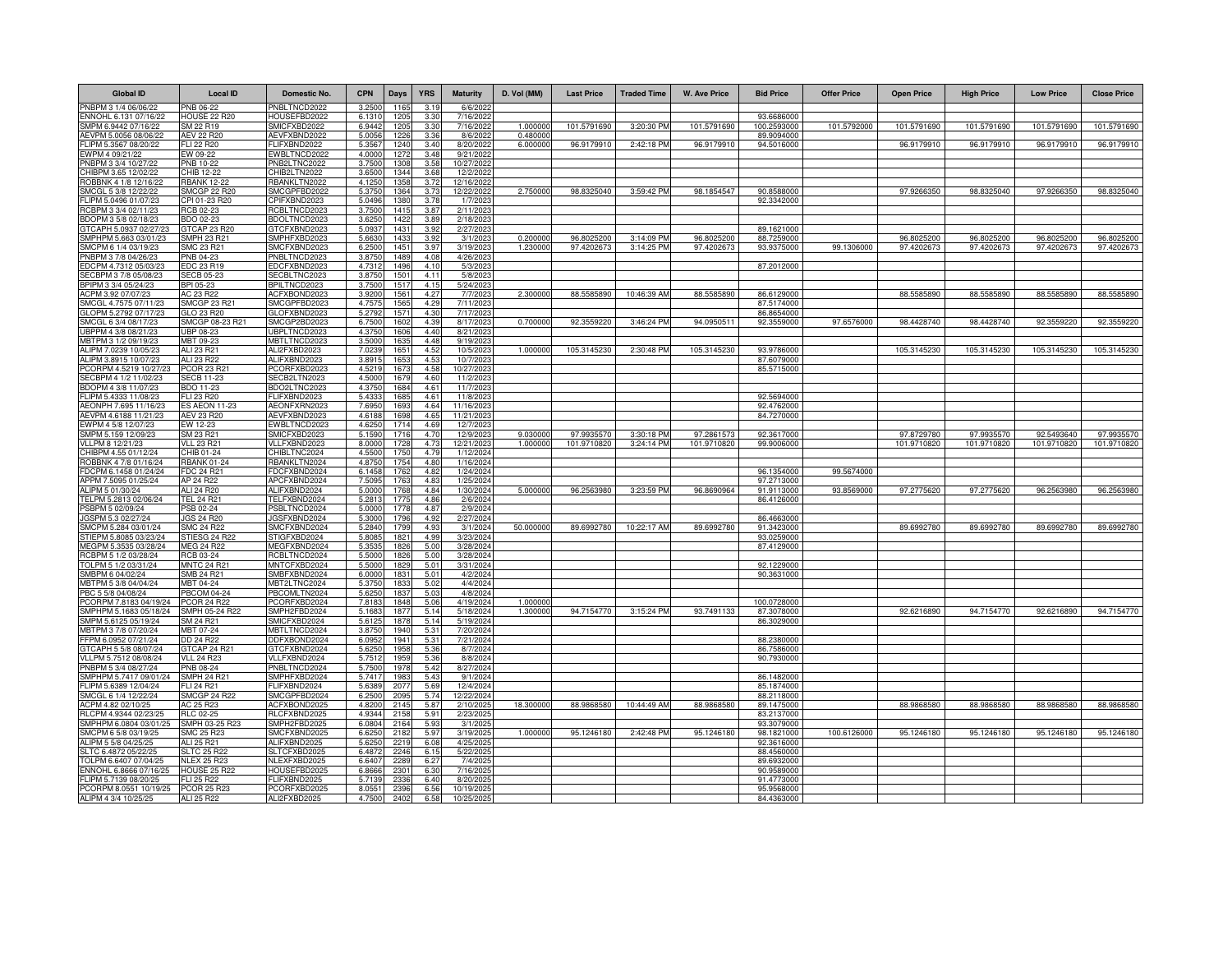| Global ID | Local ID | Domestic No. | CPN | Days | YRS | Maturity | D. Vol (MM) | Last Price | Traded Time | W. Ave Price | Bid Price | Offer Price | Open Price | High Price | Low Price | Close Price |
|---|---|---|---|---|---|---|---|---|---|---|---|---|---|---|---|---|
| PNBPM 3 1/4 06/06/22 | PNB 06-22 | PNBLTNCD2022 | 3.2500 | 1165 | 3.19 | 6/6/2022 | | | | | | | | | | |
| ENNOHL 6.131 07/16/22 | HOUSE 22 R20 | HOUSEFBD2022 | 6.1310 | 1205 | 3.30 | 7/16/2022 | | | | | 93.6686000 | | | | | |
| SMPM 6.9442 07/16/22 | SM 22 R19 | SMICFXBD2022 | 6.9442 | 1205 | 3.30 | 7/16/2022 | 1.000000 | 101.5791690 | 3:20:30 PM | 101.5791690 | 100.2593000 | 101.5792000 | 101.5791690 | 101.5791690 | 101.5791690 | 101.5791690 |
| AEVPM 5.0056 08/06/22 | AEV 22 R20 | AEVFXBND2022 | 5.0056 | 1226 | 3.36 | 8/6/2022 | 0.480000 | | | | 89.9094000 | | | | | |
| FLIPM 5.3567 08/20/22 | FLI 22 R20 | FLIFXBND2022 | 5.3567 | 1240 | 3.40 | 8/20/2022 | 6.000000 | 96.9179910 | 2:42:18 PM | 96.9179910 | 94.5016000 | | 96.9179910 | 96.9179910 | 96.9179910 | 96.9179910 |
| EWPM 4 09/21/22 | EW 09-22 | EWBLTNCD2022 | 4.0000 | 1272 | 3.48 | 9/21/2022 | | | | | | | | | | |
| PNBPM 3 3/4 10/27/22 | PNB 10-22 | PNB2LTNC2022 | 3.7500 | 1308 | 3.58 | 10/27/2022 | | | | | | | | | | |
| CHIBPM 3.65 12/02/22 | CHIB 12-22 | CHIB2LTN2022 | 3.6500 | 1344 | 3.68 | 12/2/2022 | | | | | | | | | | |
| ROBBNK 4 1/8 12/16/22 | RBANK 12-22 | RBANKLTN2022 | 4.1250 | 1358 | 3.72 | 12/16/2022 | | | | | | | | | | |
| SMCGL 5 3/8 12/22/22 | SMCGP 22 R20 | SMCGPFBD2022 | 5.3750 | 1364 | 3.73 | 12/22/2022 | 2.750000 | 98.8325040 | 3:59:42 PM | 98.1854547 | 90.8588000 | | 97.9266350 | 98.8325040 | 97.9266350 | 98.8325040 |
| CPIPM 5.0496 01/07/23 | CPI 01-23 R20 | CPIFXBND2023 | 5.0496 | 1380 | 3.78 | 1/7/2023 | | | | | 92.3342000 | | | | | |
| RCBPM 3 3/4 02/11/23 | RCB 02-23 | RCBLTNCD2023 | 3.7500 | 1415 | 3.87 | 2/11/2023 | | | | | | | | | | |
| BDOPM 3 5/8 02/18/23 | BDO 02-23 | BDOLTNCD2023 | 3.6250 | 1422 | 3.89 | 2/18/2023 | | | | | | | | | | |
| GTCAPH 5.0937 02/27/23 | GTCAP 23 R20 | GTCFXBND2023 | 5.0937 | 1431 | 3.92 | 2/27/2023 | | | | | 89.1621000 | | | | | |
| SMPHPM 5.663 03/01/23 | SMPH 23 R21 | SMPHFXBD2023 | 5.6630 | 1433 | 3.92 | 3/1/2023 | 0.200000 | 96.8025200 | 3:14:09 PM | 96.8025200 | 88.7259000 | | 96.8025200 | 96.8025200 | 96.8025200 | 96.8025200 |
| SMCPM 6 1/4 03/19/23 | SMC 23 R21 | SMCFXBND2023 | 6.2500 | 1451 | 3.97 | 3/19/2023 | 1.230000 | 97.4202673 | 3:14:25 PM | 97.4202673 | 93.9375000 | 99.1306000 | 97.4202673 | 97.4202673 | 97.4202673 | 97.4202673 |
| PNBPM 3 7/8 04/26/23 | PNB 04-23 | PNBLTNCD2023 | 3.8750 | 1489 | 4.08 | 4/26/2023 | | | | | | | | | | |
| EDCPM 4.7312 05/03/23 | EDC 23 R19 | EDCFXBND2023 | 4.7312 | 1496 | 4.10 | 5/3/2023 | | | | | 87.2012000 | | | | | |
| SECBPM 3 7/8 05/08/23 | SECB 05-23 | SECBLTNC2023 | 3.8750 | 1501 | 4.11 | 5/8/2023 | | | | | | | | | | |
| BPIPM 3 3/4 05/24/23 | BPI 05-23 | BPILTNCD2023 | 3.7500 | 1517 | 4.15 | 5/24/2023 | | | | | | | | | | |
| ACPM 3.92 07/07/23 | AC 23 R22 | ACFXBOND2023 | 3.9200 | 1561 | 4.27 | 7/7/2023 | 2.300000 | 88.5585890 | 10:46:39 AM | 88.5585890 | 86.6129000 | | 88.5585890 | 88.5585890 | 88.5585890 | 88.5585890 |
| SMCGL 4.7575 07/11/23 | SMCGP 23 R21 | SMCGPFBD2023 | 4.7575 | 1565 | 4.29 | 7/11/2023 | | | | | 87.5174000 | | | | | |
| GLOPM 5.2792 07/17/23 | GLO 23 R20 | GLOFXBND2023 | 5.2792 | 1571 | 4.30 | 7/17/2023 | | | | | 86.8654000 | | | | | |
| SMCGL 6 3/4 08/17/23 | SMCGP 08-23 R21 | SMCGP2BD2023 | 6.7500 | 1602 | 4.39 | 8/17/2023 | 0.700000 | 92.3559220 | 3:46:24 PM | 94.0950511 | 92.3559000 | 97.6576000 | 98.4428740 | 98.4428740 | 92.3559220 | 92.3559220 |
| UBPPM 4 3/8 08/21/23 | UBP 08-23 | UBPLTNCD2023 | 4.3750 | 1606 | 4.40 | 8/21/2023 | | | | | | | | | | |
| MBTPM 3 1/2 09/19/23 | MBT 09-23 | MBTLTNCD2023 | 3.5000 | 1635 | 4.48 | 9/19/2023 | | | | | | | | | | |
| ALIPM 7.0239 10/05/23 | ALI 23 R21 | ALI2FXBD2023 | 7.0239 | 1651 | 4.52 | 10/5/2023 | 1.000000 | 105.3145230 | 2:30:48 PM | 105.3145230 | 93.9786000 | | 105.3145230 | 105.3145230 | 105.3145230 | 105.3145230 |
| ALIPM 3.8915 10/07/23 | ALI 23 R22 | ALIFXBND2023 | 3.8915 | 1653 | 4.53 | 10/7/2023 | | | | | 87.6079000 | | | | | |
| PCORPM 4.5219 10/27/23 | PCOR 23 R21 | PCORFXBD2023 | 4.5219 | 1673 | 4.58 | 10/27/2023 | | | | | 85.5715000 | | | | | |
| SECBPM 4 1/2 11/02/23 | SECB 11-23 | SECB2LTN2023 | 4.5000 | 1679 | 4.60 | 11/2/2023 | | | | | | | | | | |
| BDOPM 4 3/8 11/07/23 | BDO 11-23 | BDO2LTNC2023 | 4.3750 | 1684 | 4.61 | 11/7/2023 | | | | | | | | | | |
| FLIPM 5.4333 11/08/23 | FLI 23 R20 | FLIFXBND2023 | 5.4333 | 1685 | 4.61 | 11/8/2023 | | | | | 92.5694000 | | | | | |
| AEONPH 7.695 11/16/23 | ES AEON 11-23 | AEONFXRN2023 | 7.6950 | 1693 | 4.64 | 11/16/2023 | | | | | 92.4762000 | | | | | |
| AEVPM 4.6188 11/21/23 | AEV 23 R20 | AEVFXBND2023 | 4.6188 | 1698 | 4.65 | 11/21/2023 | | | | | 84.7270000 | | | | | |
| EWPM 4 5/8 12/07/23 | EW 12-23 | EWBLTNCD2023 | 4.6250 | 1714 | 4.69 | 12/7/2023 | | | | | | | | | | |
| SMPM 5.159 12/09/23 | SM 23 R21 | SMICFXBD2023 | 5.1590 | 1716 | 4.70 | 12/9/2023 | 9.030000 | 97.9935570 | 3:30:18 PM | 97.2861573 | 92.3617000 | | 97.8729780 | 97.9935570 | 92.5493640 | 97.9935570 |
| VLLPM 8 12/21/23 | VLL 23 R21 | VLLFXBND2023 | 8.0000 | 1728 | 4.73 | 12/21/2023 | 1.000000 | 101.9710820 | 3:24:14 PM | 101.9710820 | 99.9006000 | | 101.9710820 | 101.9710820 | 101.9710820 | 101.9710820 |
| CHIBPM 4.55 01/12/24 | CHIB 01-24 | CHIBLTNC2024 | 4.5500 | 1750 | 4.79 | 1/12/2024 | | | | | | | | | | |
| ROBBNK 4 7/8 01/16/24 | RBANK 01-24 | RBANKLTN2024 | 4.8750 | 1754 | 4.80 | 1/16/2024 | | | | | | | | | | |
| FDCPM 6.1458 01/24/24 | FDC 24 R21 | FDCFXBND2024 | 6.1458 | 1762 | 4.82 | 1/24/2024 | | | | | 96.1354000 | 99.5674000 | | | | |
| APPM 7.5095 01/25/24 | AP 24 R22 | APCFXBND2024 | 7.5095 | 1763 | 4.83 | 1/25/2024 | | | | | 97.2713000 | | | | | |
| ALIPM 5 01/30/24 | ALI 24 R20 | ALIFXBND2024 | 5.0000 | 1768 | 4.84 | 1/30/2024 | 5.000000 | 96.2563980 | 3:23:59 PM | 96.8690964 | 91.9113000 | 93.8569000 | 97.2775620 | 97.2775620 | 96.2563980 | 96.2563980 |
| TELPM 5.2813 02/06/24 | TEL 24 R21 | TELFXBND2024 | 5.2813 | 1775 | 4.86 | 2/6/2024 | | | | | 86.4126000 | | | | | |
| PSBPM 5 02/09/24 | PSB 02-24 | PSBLTNCD2024 | 5.0000 | 1778 | 4.87 | 2/9/2024 | | | | | | | | | | |
| JGSPM 5.3 02/27/24 | JGS 24 R20 | JGSFXBND2024 | 5.3000 | 1796 | 4.92 | 2/27/2024 | | | | | 86.4663000 | | | | | |
| SMCPM 5.284 03/01/24 | SMC 24 R22 | SMCFXBND2024 | 5.2840 | 1799 | 4.93 | 3/1/2024 | 50.000000 | 89.6992780 | 10:22:17 AM | 89.6992780 | 91.3423000 | | 89.6992780 | 89.6992780 | 89.6992780 | 89.6992780 |
| STIEPM 5.8085 03/23/24 | STIESG 24 R22 | STIGFXBD2024 | 5.8085 | 1821 | 4.99 | 3/23/2024 | | | | | 93.0259000 | | | | | |
| MEGPM 5.3535 03/28/24 | MEG 24 R22 | MEGFXBND2024 | 5.3535 | 1826 | 5.00 | 3/28/2024 | | | | | 87.4129000 | | | | | |
| RCBPM 5 1/2 03/28/24 | RCB 03-24 | RCBLTNCD2024 | 5.5000 | 1826 | 5.00 | 3/28/2024 | | | | | | | | | | |
| TOLPM 5 1/2 03/31/24 | MNTC 24 R21 | MNTCFXBD2024 | 5.5000 | 1829 | 5.01 | 3/31/2024 | | | | | 92.1229000 | | | | | |
| SMBPM 6 04/02/24 | SMB 24 R21 | SMBFXBND2024 | 6.0000 | 1831 | 5.01 | 4/2/2024 | | | | | 90.3631000 | | | | | |
| MBTPM 5 3/8 04/04/24 | MBT 04-24 | MBT2LTNC2024 | 5.3750 | 1833 | 5.02 | 4/4/2024 | | | | | | | | | | |
| PBC 5 5/8 04/08/24 | PBCOM 04-24 | PBCOMLTN2024 | 5.6250 | 1837 | 5.03 | 4/8/2024 | | | | | | | | | | |
| PCORPM 7.8183 04/19/24 | PCOR 24 R22 | PCORFXBD2024 | 7.8183 | 1848 | 5.06 | 4/19/2024 | 1.000000 | | | | 100.0728000 | | | | | |
| SMPHPM 5.1683 05/18/24 | SMPH 05-24 R22 | SMPH2FBD2024 | 5.1683 | 1877 | 5.14 | 5/18/2024 | 1.300000 | 94.7154770 | 3:15:24 PM | 93.7491133 | 87.3078000 | | 92.6216890 | 94.7154770 | 92.6216890 | 94.7154770 |
| SMPM 5.6125 05/19/24 | SM 24 R21 | SMICFXBD2024 | 5.6125 | 1878 | 5.14 | 5/19/2024 | | | | | 86.3029000 | | | | | |
| MBTPM 3 7/8 07/20/24 | MBT 07-24 | MBTLTNCD2024 | 3.8750 | 1940 | 5.31 | 7/20/2024 | | | | | | | | | | |
| FFPM 6.0952 07/21/24 | DD 24 R22 | DDFXBOND2024 | 6.0952 | 1941 | 5.31 | 7/21/2024 | | | | | 88.2380000 | | | | | |
| GTCAPH 5 5/8 08/07/24 | GTCAP 24 R21 | GTCFXBND2024 | 5.6250 | 1958 | 5.36 | 8/7/2024 | | | | | 86.7586000 | | | | | |
| VLLPM 5.7512 08/08/24 | VLL 24 R23 | VLLFXBND2024 | 5.7512 | 1959 | 5.36 | 8/8/2024 | | | | | 90.7930000 | | | | | |
| PNBPM 5 3/4 08/27/24 | PNB 08-24 | PNBLTNCD2024 | 5.7500 | 1978 | 5.42 | 8/27/2024 | | | | | | | | | | |
| SMPHPM 5.7417 09/01/24 | SMPH 24 R21 | SMPHFXBD2024 | 5.7417 | 1983 | 5.43 | 9/1/2024 | | | | | 86.1482000 | | | | | |
| FLIPM 5.6389 12/04/24 | FLI 24 R21 | FLIFXBND2024 | 5.6389 | 2077 | 5.69 | 12/4/2024 | | | | | 85.1874000 | | | | | |
| SMCGL 6 1/4 12/22/24 | SMCGP 24 R22 | SMCGPFBD2024 | 6.2500 | 2095 | 5.74 | 12/22/2024 | | | | | 88.2118000 | | | | | |
| ACPM 4.82 02/10/25 | AC 25 R23 | ACFXBOND2025 | 4.8200 | 2145 | 5.87 | 2/10/2025 | 18.300000 | 88.9868580 | 10:44:49 AM | 88.9868580 | 89.1475000 | | 88.9868580 | 88.9868580 | 88.9868580 | 88.9868580 |
| RLCPM 4.9344 02/23/25 | RLC 02-25 | RLCFXBND2025 | 4.9344 | 2158 | 5.91 | 2/23/2025 | | | | | 83.2137000 | | | | | |
| SMPHPM 6.0804 03/01/25 | SMPH 03-25 R23 | SMPH2FBD2025 | 6.0804 | 2164 | 5.93 | 3/1/2025 | | | | | 93.3079000 | | | | | |
| SMCPM 6 5/8 03/19/25 | SMC 25 R23 | SMCFXBND2025 | 6.6250 | 2182 | 5.97 | 3/19/2025 | 1.000000 | 95.1246180 | 2:42:48 PM | 95.1246180 | 98.1821000 | 100.6126000 | 95.1246180 | 95.1246180 | 95.1246180 | 95.1246180 |
| ALIPM 5 5/8 04/25/25 | ALI 25 R21 | ALIFXBND2025 | 5.6250 | 2219 | 6.08 | 4/25/2025 | | | | | 92.3616000 | | | | | |
| SLTC 6.4872 05/22/25 | SLTC 25 R22 | SLTCFXBD2025 | 6.4872 | 2246 | 6.15 | 5/22/2025 | | | | | 88.4560000 | | | | | |
| TOLPM 6.6407 07/04/25 | NLEX 25 R23 | NLEXFXBD2025 | 6.6407 | 2289 | 6.27 | 7/4/2025 | | | | | 89.6932000 | | | | | |
| ENNOHL 6.8666 07/16/25 | HOUSE 25 R22 | HOUSEFBD2025 | 6.8666 | 2301 | 6.30 | 7/16/2025 | | | | | 90.9589000 | | | | | |
| FLIPM 5.7139 08/20/25 | FLI 25 R22 | FLIFXBND2025 | 5.7139 | 2336 | 6.40 | 8/20/2025 | | | | | 91.4773000 | | | | | |
| PCORPM 8.0551 10/19/25 | PCOR 25 R23 | PCORFXBD2025 | 8.0551 | 2396 | 6.56 | 10/19/2025 | | | | | 95.9568000 | | | | | |
| ALIPM 4 3/4 10/25/25 | ALI 25 R22 | ALI2FXBD2025 | 4.7500 | 2402 | 6.58 | 10/25/2025 | | | | | 84.4363000 | | | | | |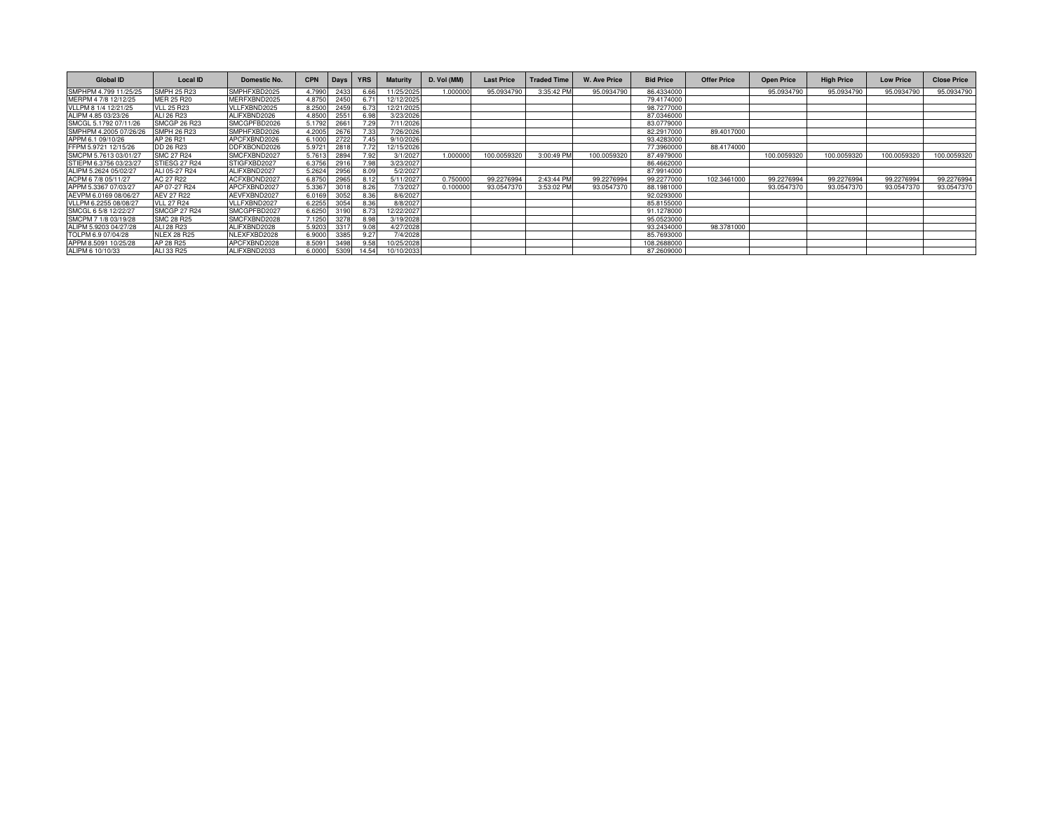| Global ID | Local ID | Domestic No. | CPN | Days | YRS | Maturity | D. Vol (MM) | Last Price | Traded Time | W. Ave Price | Bid Price | Offer Price | Open Price | High Price | Low Price | Close Price |
|---|---|---|---|---|---|---|---|---|---|---|---|---|---|---|---|---|
| SMPHPM 4.799 11/25/25 | SMPH 25 R23 | SMPHFXBD2025 | 4.7990 | 2433 | 6.66 | 11/25/2025 | 1.000000 | 95.0934790 | 3:35:42 PM | 95.0934790 | 86.4334000 | | 95.0934790 | 95.0934790 | 95.0934790 | 95.0934790 |
| MERPM 4 7/8 12/12/25 | MER 25 R20 | MERFXBND2025 | 4.8750 | 2450 | 6.71 | 12/12/2025 | | | | | 79.4174000 | | | | | |
| VLLPM 8 1/4 12/21/25 | VLL 25 R23 | VLLFXBND2025 | 8.2500 | 2459 | 6.73 | 12/21/2025 | | | | | 98.7277000 | | | | | |
| ALIPM 4.85 03/23/26 | ALI 26 R23 | ALIFXBND2026 | 4.8500 | 2551 | 6.98 | 3/23/2026 | | | | | 87.0346000 | | | | | |
| SMCGL 5.1792 07/11/26 | SMCGP 26 R23 | SMCGPFBD2026 | 5.1792 | 2661 | 7.29 | 7/11/2026 | | | | | 83.0779000 | | | | | |
| SMPHPM 4.2005 07/26/26 | SMPH 26 R23 | SMPHFXBD2026 | 4.2005 | 2676 | 7.33 | 7/26/2026 | | | | | 82.2917000 | 89.4017000 | | | | |
| APPM 6.1 09/10/26 | AP 26 R21 | APCFXBND2026 | 6.1000 | 2722 | 7.45 | 9/10/2026 | | | | | 93.4283000 | | | | | |
| FFPM 5.9721 12/15/26 | DD 26 R23 | DDFXBOND2026 | 5.9721 | 2818 | 7.72 | 12/15/2026 | | | | | 77.3960000 | 88.4174000 | | | | |
| SMCPM 5.7613 03/01/27 | SMC 27 R24 | SMCFXBND2027 | 5.7613 | 2894 | 7.92 | 3/1/2027 | 1.000000 | 100.0059320 | 3:00:49 PM | 100.0059320 | 87.4979000 | | 100.0059320 | 100.0059320 | 100.0059320 | 100.0059320 |
| STIEPM 6.3756 03/23/27 | STIESG 27 R24 | STIGFXBD2027 | 6.3756 | 2916 | 7.98 | 3/23/2027 | | | | | 86.4662000 | | | | | |
| ALIPM 5.2624 05/02/27 | ALI 05-27 R24 | ALIFXBND2027 | 5.2624 | 2956 | 8.09 | 5/2/2027 | | | | | 87.9914000 | | | | | |
| ACPM 6 7/8 05/11/27 | AC 27 R22 | ACFXBOND2027 | 6.8750 | 2965 | 8.12 | 5/11/2027 | 0.750000 | 99.2276994 | 2:43:44 PM | 99.2276994 | 99.2277000 | 102.3461000 | 99.2276994 | 99.2276994 | 99.2276994 | 99.2276994 |
| APPM 5.3367 07/03/27 | AP 07-27 R24 | APCFXBND2027 | 5.3367 | 3018 | 8.26 | 7/3/2027 | 0.100000 | 93.0547370 | 3:53:02 PM | 93.0547370 | 88.1981000 | | 93.0547370 | 93.0547370 | 93.0547370 | 93.0547370 |
| AEVPM 6.0169 08/06/27 | AEV 27 R22 | AEVFXBND2027 | 6.0169 | 3052 | 8.36 | 8/6/2027 | | | | | 92.0293000 | | | | | |
| VLLPM 6.2255 08/08/27 | VLL 27 R24 | VLLFXBND2027 | 6.2255 | 3054 | 8.36 | 8/8/2027 | | | | | 85.8155000 | | | | | |
| SMCGL 6 5/8 12/22/27 | SMCGP 27 R24 | SMCGPFBD2027 | 6.6250 | 3190 | 8.73 | 12/22/2027 | | | | | 91.1278000 | | | | | |
| SMCPM 7 1/8 03/19/28 | SMC 28 R25 | SMCFXBND2028 | 7.1250 | 3278 | 8.98 | 3/19/2028 | | | | | 95.0523000 | | | | | |
| ALIPM 5.9203 04/27/28 | ALI 28 R23 | ALIFXBND2028 | 5.9203 | 3317 | 9.08 | 4/27/2028 | | | | | 93.2434000 | 98.3781000 | | | | |
| TOLPM 6.9 07/04/28 | NLEX 28 R25 | NLEXFXBD2028 | 6.9000 | 3385 | 9.27 | 7/4/2028 | | | | | 85.7693000 | | | | | |
| APPM 8.5091 10/25/28 | AP 28 R25 | APCFXBND2028 | 8.5091 | 3498 | 9.58 | 10/25/2028 | | | | | 108.2688000 | | | | | |
| ALIPM 6 10/10/33 | ALI 33 R25 | ALIFXBND2033 | 6.0000 | 5309 | 14.54 | 10/10/2033 | | | | | 87.2609000 | | | | | |